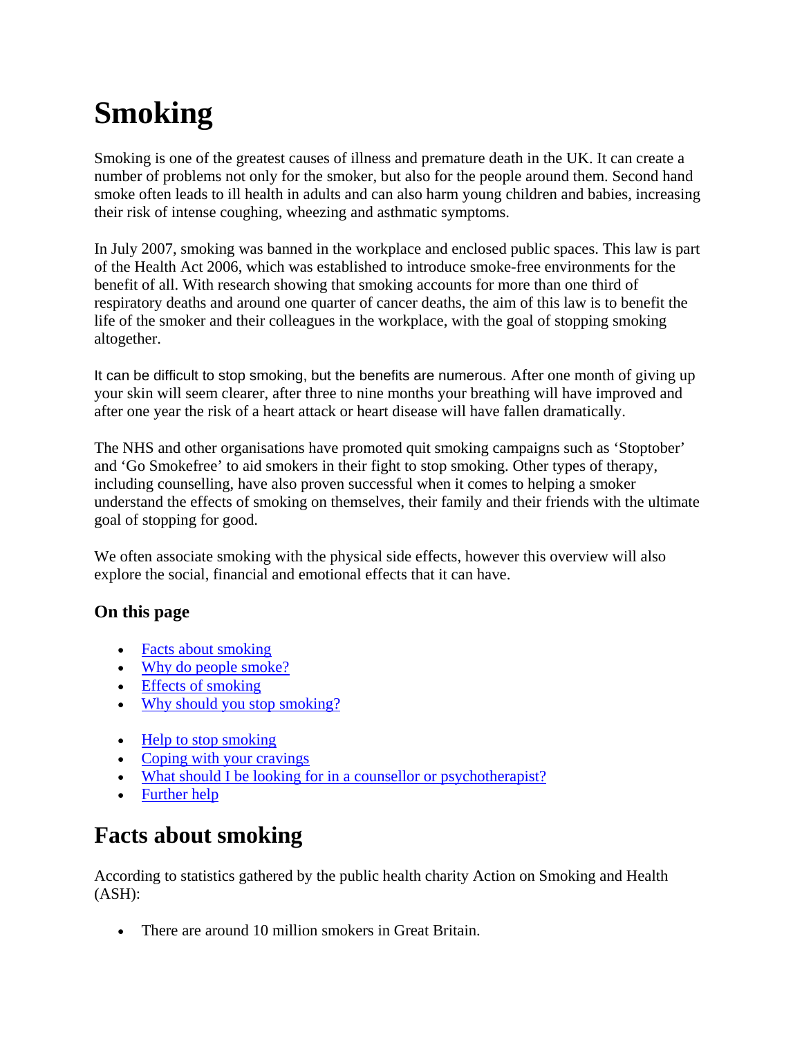# Smoking

Smoking is one of the greatest causes of illness and premature death in the UK. It can create a number of problems not only for the smoker, but also for the people around them. Second hand smoke often leads to ill health in adults and can also harm young children and babies, increasing their risk of intense coughing, wheezing and asthmatic symptoms.

In July 2007, smoking was banned in the workplace and enclosed public spaces. This law is part of the Health Act 2006, which was established to introduce smoke-free environments for the benefit of all. With research showing that smoking accounts for more than one third of respiratory deaths and around one quarter of cancer deaths, the aim of this law is to benefit the life of the smoker and their colleagues in the workplace, with the goal of stopping smoking altogether.

It can be difficult to stop smoking, but the benefits are numerous. After one month of giving up your skin will seem clearer, after three to nine months your breathing will have improved and after one year the risk of a heart attack or heart disease will have fallen dramatically.

The NHS and other organisations have promoted quit smoking campaigns such as 'Stoptober' and 'Go Smokefree' to aid smokers in their fight to stop smoking. Other types of therapy, including counselling, have also proven successful when it comes to helping a smoker understand the effects of smoking on themselves, their family and their friends with the ultimate goal of stopping for good.

We often associate smoking with the physical side effects, however this overview will also explore the social, financial and emotional effects that it can have.

### On this page

- Facts about smoking
- Why do people smoke?
- Effects of smoking
- Why should you stop smoking?

- Help to stop smoking
- Coping with your cravings
- What should I be looking for in a counsellor or psychotherapist?
- Further help

## Facts about smoking

According to statistics gathered by the public health charity Action on Smoking and Health (ASH):

- There are around 10 million smokers in Great Britain.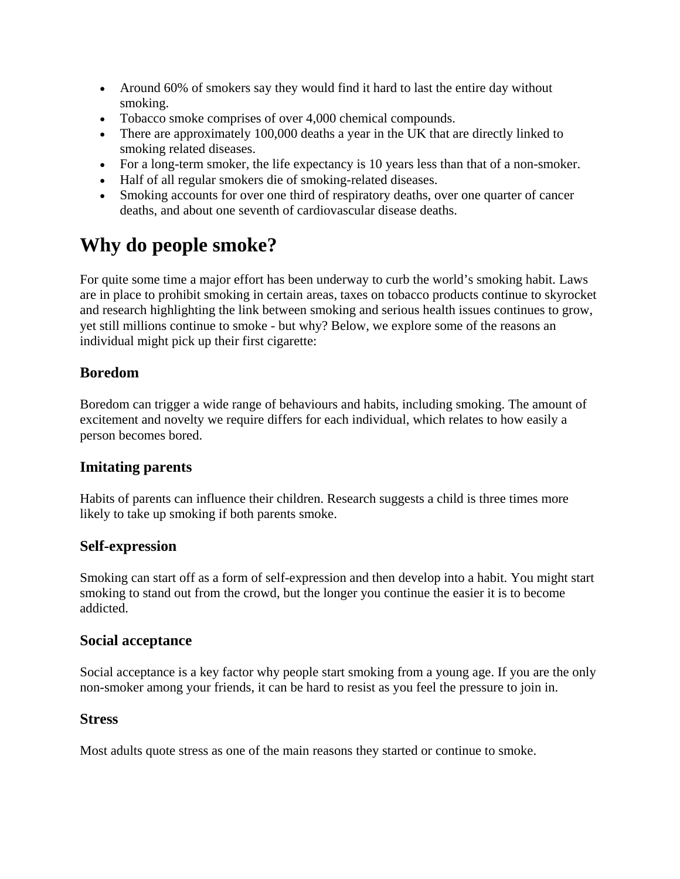- Around 60% of smokers say they would find it hard to last the entire day without smoking.
- Tobacco smoke comprises of over 4,000 chemical compounds.
- There are approximately 100,000 deaths a year in the UK that are directly linked to smoking related diseases.
- For a long-term smoker, the life expectancy is 10 years less than that of a non-smoker.
- Half of all regular smokers die of smoking-related diseases.
- Smoking accounts for over one third of respiratory deaths, over one quarter of cancer deaths, and about one seventh of cardiovascular disease deaths.

# Why do people smoke?

For quite some time a major effort has been underway to curb the world's smoking habit. Laws are in place to prohibit smoking in certain areas, taxes on tobacco products continue to skyrocket and research highlighting the link between smoking and serious health issues continues to grow, yet still millions continue to smoke - but why? Below, we explore some of the reasons an individual might pick up their first cigarette:

## Boredom

Boredom can trigger a wide range of behaviours and habits, including smoking. The amount of excitement and novelty we require differs for each individual, which relates to how easily a person becomes bored.

## Imitating parents

Habits of parents can influence their children. Research suggests a child is three times more likely to take up smoking if both parents smoke.

## Self-expression

Smoking can start off as a form of self-expression and then develop into a habit. You might start smoking to stand out from the crowd, but the longer you continue the easier it is to become addicted.

## Social acceptance

Social acceptance is a key factor why people start smoking from a young age. If you are the only non-smoker among your friends, it can be hard to resist as you feel the pressure to join in.

## Stress

Most adults quote stress as one of the main reasons they started or continue to smoke.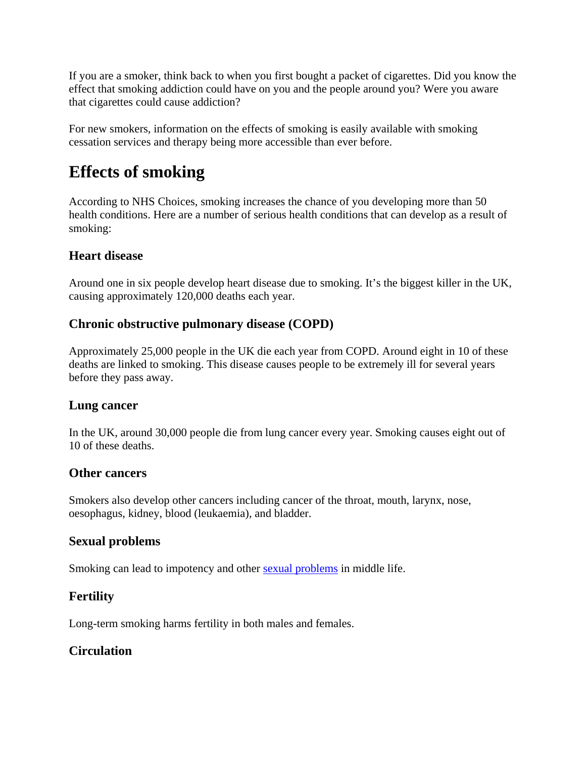If you are a smoker, think back to when you first bought a packet of cigarettes. Did you know the effect that smoking addiction could have on you and the people around you? Were you aware that cigarettes could cause addiction?

For new smokers, information on the effects of smoking is easily available with smoking cessation services and therapy being more accessible than ever before.

## Effects of smoking

According to NHS Choices, smoking increases the chance of you developing more than 50 health conditions. Here are a number of serious health conditions that can develop as a result of smoking:

### Heart disease

Around one in six people develop heart disease due to smoking. It's the biggest killer in the UK, causing approximately 120,000 deaths each year.

### Chronic obstructive pulmonary disease (COPD)

Approximately 25,000 people in the UK die each year from COPD. Around eight in 10 of these deaths are linked to smoking. This disease causes people to be extremely ill for several years before they pass away.

### Lung cancer

In the UK, around 30,000 people die from lung cancer every year. Smoking causes eight out of 10 of these deaths.

### Other cancers

Smokers also develop other cancers including cancer of the throat, mouth, larynx, nose, oesophagus, kidney, blood (leukaemia), and bladder.

### Sexual problems

Smoking can lead to impotency and other sexual problems in middle life.

### Fertility

Long-term smoking harms fertility in both males and females.

### Circulation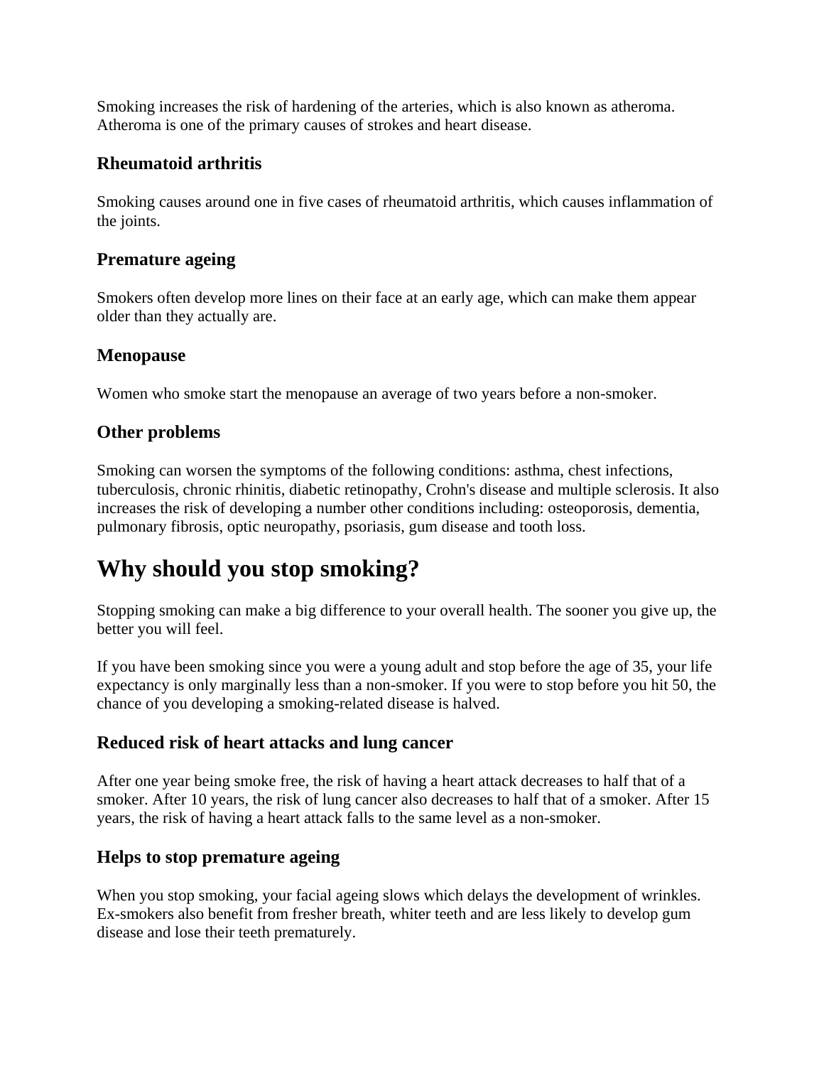Smoking increases the risk of hardening of the arteries, which is also known as atheroma. Atheroma is one of the primary causes of strokes and heart disease.

### Rheumatoid arthritis

Smoking causes around one in five cases of rheumatoid arthritis, which causes inflammation of the joints.

### Premature ageing

Smokers often develop more lines on their face at an early age, which can make them appear older than they actually are.

### Menopause

Women who smoke start the menopause an average of two years before a non-smoker.

### Other problems

Smoking can worsen the symptoms of the following conditions: asthma, chest infections, tuberculosis, chronic rhinitis, diabetic retinopathy, Crohn's disease and multiple sclerosis. It also increases the risk of developing a number other conditions including: osteoporosis, dementia, pulmonary fibrosis, optic neuropathy, psoriasis, gum disease and tooth loss.

## Why should you stop smoking?

Stopping smoking can make a big difference to your overall health. The sooner you give up, the better you will feel.

If you have been smoking since you were a young adult and stop before the age of 35, your life expectancy is only marginally less than a non-smoker. If you were to stop before you hit 50, the chance of you developing a smoking-related disease is halved.

### Reduced risk of heart attacks and lung cancer

After one year being smoke free, the risk of having a heart attack decreases to half that of a smoker. After 10 years, the risk of lung cancer also decreases to half that of a smoker. After 15 years, the risk of having a heart attack falls to the same level as a non-smoker.

### Helps to stop premature ageing

When you stop smoking, your facial ageing slows which delays the development of wrinkles. Ex-smokers also benefit from fresher breath, whiter teeth and are less likely to develop gum disease and lose their teeth prematurely.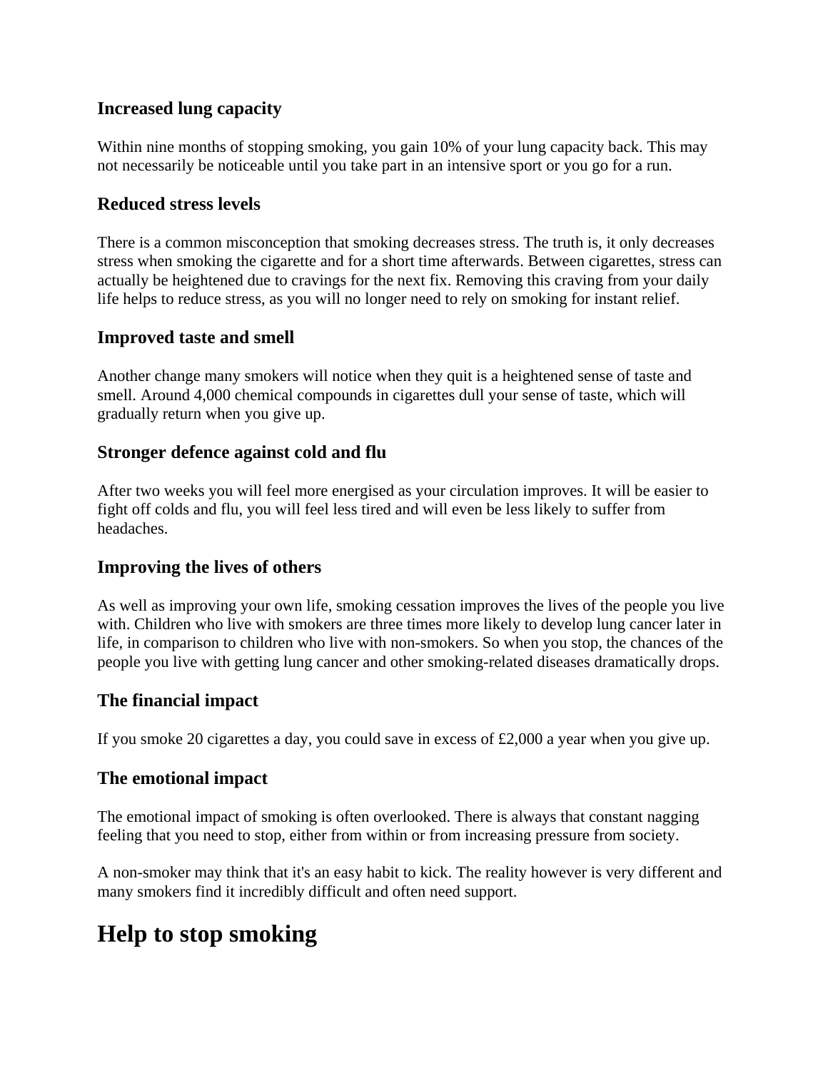### Increased lung capacity

Within nine months of stopping smoking, you gain 10% of your lung capacity back. This may not necessarily be noticeable until you take part in an intensive sport or you go for a run.

### Reduced stress levels

There is a common misconception that smoking decreases stress. The truth is, it only decreases stress when smoking the cigarette and for a short time afterwards. Between cigarettes, stress can actually be heightened due to cravings for the next fix. Removing this craving from your daily life helps to reduce stress, as you will no longer need to rely on smoking for instant relief.

### Improved taste and smell

Another change many smokers will notice when they quit is a heightened sense of taste and smell. Around 4,000 chemical compounds in cigarettes dull your sense of taste, which will gradually return when you give up.

### Stronger defence against cold and flu

After two weeks you will feel more energised as your circulation improves. It will be easier to fight off colds and flu, you will feel less tired and will even be less likely to suffer from headaches.

### Improving the lives of others

As well as improving your own life, smoking cessation improves the lives of the people you live with. Children who live with smokers are three times more likely to develop lung cancer later in life, in comparison to children who live with non-smokers. So when you stop, the chances of the people you live with getting lung cancer and other smoking-related diseases dramatically drops.

### The financial impact

If you smoke 20 cigarettes a day, you could save in excess of £2,000 a year when you give up.

### The emotional impact

The emotional impact of smoking is often overlooked. There is always that constant nagging feeling that you need to stop, either from within or from increasing pressure from society.

A non-smoker may think that it's an easy habit to kick. The reality however is very different and many smokers find it incredibly difficult and often need support.

## Help to stop smoking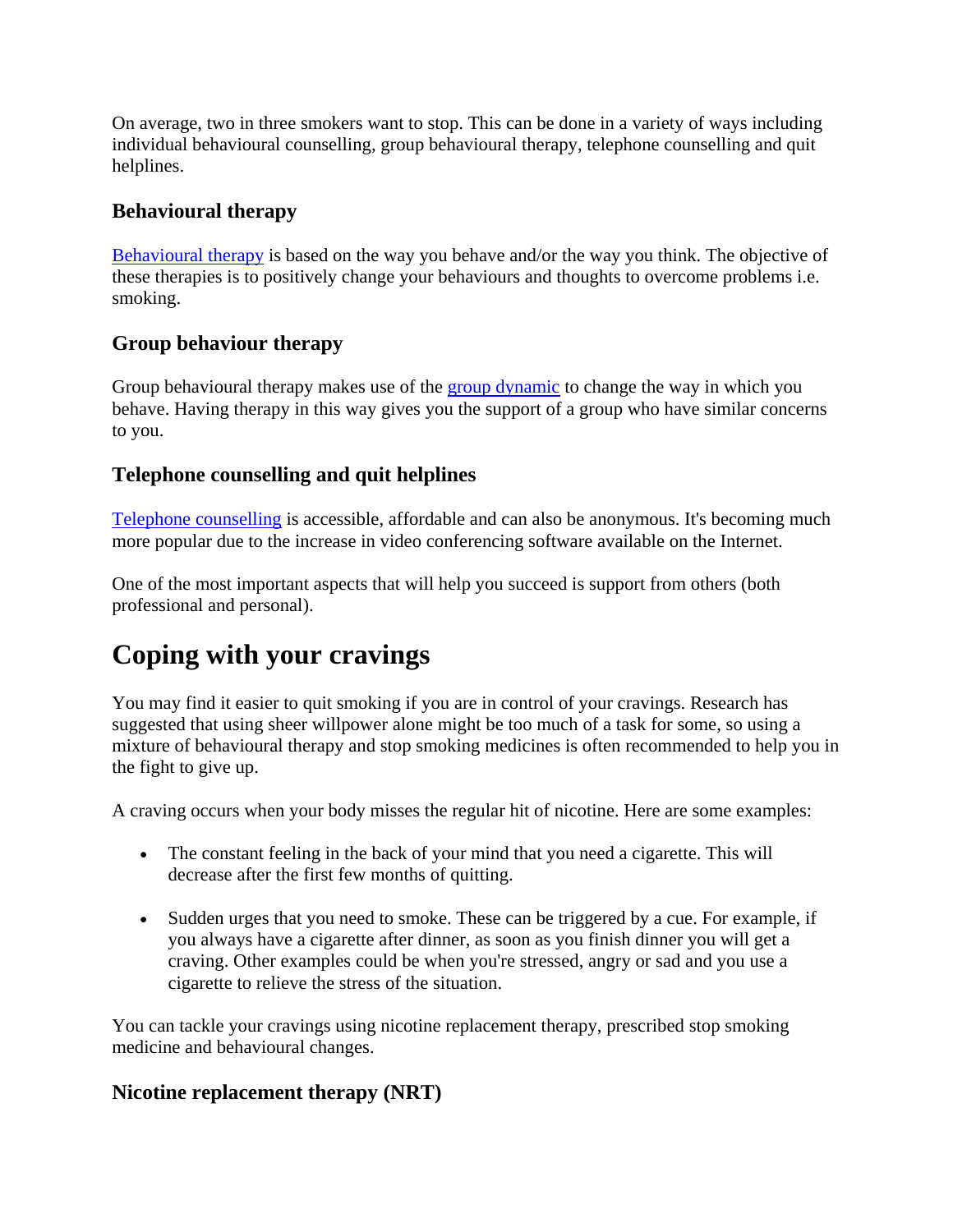On average, two in three smokers want to stop. This can be done in a variety of ways including individual behavioural counselling, group behavioural therapy, telephone counselling and quit helplines.

### Behavioural therapy

[Behavioural therapy] is based on the way you behave and/or the way you think. The objective of these therapies is to positively change your behaviours and thoughts to overcome problems i.e. smoking.

### Group behaviour therapy

Group behavioural therapy makes use of the [group dynamic] to change the way in which you behave. Having therapy in this way gives you the support of a group who have similar concerns to you.

### Telephone counselling and quit helplines

[Telephone counselling] is accessible, affordable and can also be anonymous. It's becoming much more popular due to the increase in video conferencing software available on the Internet.

One of the most important aspects that will help you succeed is support from others (both professional and personal).

## Coping with your cravings

You may find it easier to quit smoking if you are in control of your cravings. Research has suggested that using sheer willpower alone might be too much of a task for some, so using a mixture of behavioural therapy and stop smoking medicines is often recommended to help you in the fight to give up.

A craving occurs when your body misses the regular hit of nicotine. Here are some examples:

- The constant feeling in the back of your mind that you need a cigarette. This will decrease after the first few months of quitting.
- Sudden urges that you need to smoke. These can be triggered by a cue. For example, if you always have a cigarette after dinner, as soon as you finish dinner you will get a craving. Other examples could be when you're stressed, angry or sad and you use a cigarette to relieve the stress of the situation.

You can tackle your cravings using nicotine replacement therapy, prescribed stop smoking medicine and behavioural changes.

### Nicotine replacement therapy (NRT)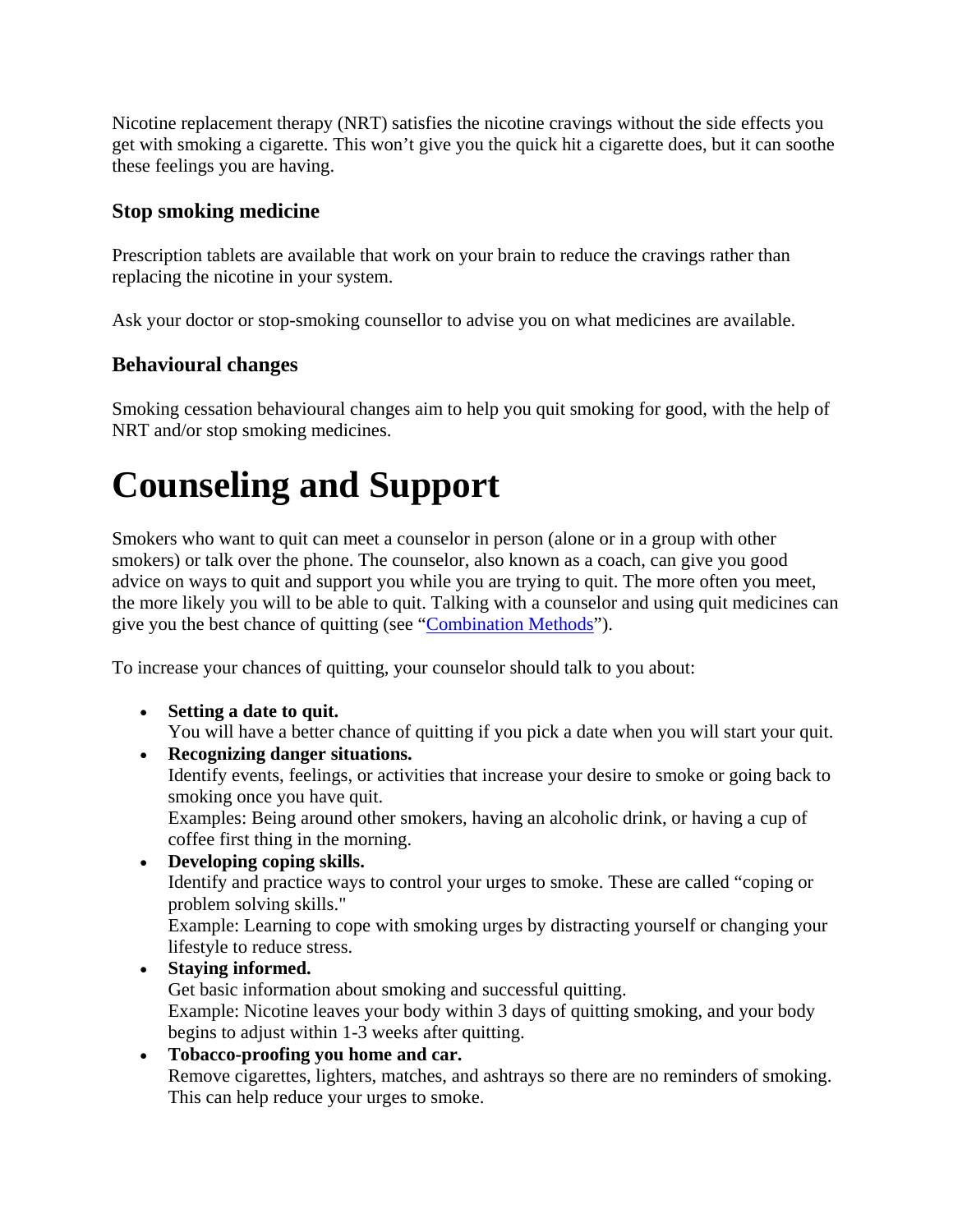Nicotine replacement therapy (NRT) satisfies the nicotine cravings without the side effects you get with smoking a cigarette. This won't give you the quick hit a cigarette does, but it can soothe these feelings you are having.

### Stop smoking medicine

Prescription tablets are available that work on your brain to reduce the cravings rather than replacing the nicotine in your system.

Ask your doctor or stop-smoking counsellor to advise you on what medicines are available.

### Behavioural changes

Smoking cessation behavioural changes aim to help you quit smoking for good, with the help of NRT and/or stop smoking medicines.

# Counseling and Support

Smokers who want to quit can meet a counselor in person (alone or in a group with other smokers) or talk over the phone. The counselor, also known as a coach, can give you good advice on ways to quit and support you while you are trying to quit. The more often you meet, the more likely you will to be able to quit. Talking with a counselor and using quit medicines can give you the best chance of quitting (see "Combination Methods").

To increase your chances of quitting, your counselor should talk to you about:

- **Setting a date to quit.**
  You will have a better chance of quitting if you pick a date when you will start your quit.
- **Recognizing danger situations.**
  Identify events, feelings, or activities that increase your desire to smoke or going back to smoking once you have quit.
  Examples: Being around other smokers, having an alcoholic drink, or having a cup of coffee first thing in the morning.
- **Developing coping skills.**
  Identify and practice ways to control your urges to smoke. These are called "coping or problem solving skills."
  Example: Learning to cope with smoking urges by distracting yourself or changing your lifestyle to reduce stress.
- **Staying informed.**
  Get basic information about smoking and successful quitting.
  Example: Nicotine leaves your body within 3 days of quitting smoking, and your body begins to adjust within 1-3 weeks after quitting.
- **Tobacco-proofing you home and car.**
  Remove cigarettes, lighters, matches, and ashtrays so there are no reminders of smoking. This can help reduce your urges to smoke.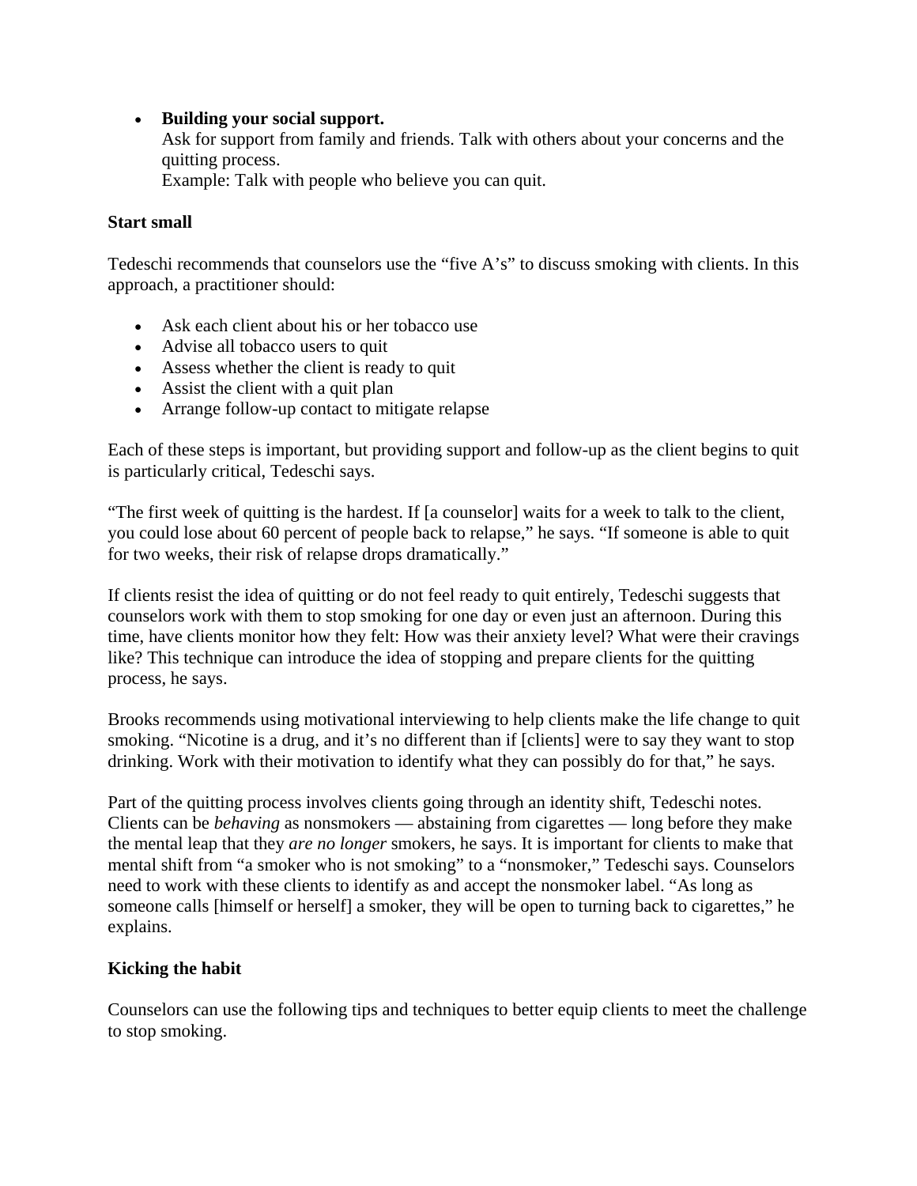- **Building your social support.**
  Ask for support from family and friends. Talk with others about your concerns and the quitting process.
  Example: Talk with people who believe you can quit.

**Start small**

Tedeschi recommends that counselors use the "five A's" to discuss smoking with clients. In this approach, a practitioner should:

- Ask each client about his or her tobacco use
- Advise all tobacco users to quit
- Assess whether the client is ready to quit
- Assist the client with a quit plan
- Arrange follow-up contact to mitigate relapse

Each of these steps is important, but providing support and follow-up as the client begins to quit is particularly critical, Tedeschi says.

"The first week of quitting is the hardest. If [a counselor] waits for a week to talk to the client, you could lose about 60 percent of people back to relapse," he says. "If someone is able to quit for two weeks, their risk of relapse drops dramatically."

If clients resist the idea of quitting or do not feel ready to quit entirely, Tedeschi suggests that counselors work with them to stop smoking for one day or even just an afternoon. During this time, have clients monitor how they felt: How was their anxiety level? What were their cravings like? This technique can introduce the idea of stopping and prepare clients for the quitting process, he says.

Brooks recommends using motivational interviewing to help clients make the life change to quit smoking. "Nicotine is a drug, and it's no different than if [clients] were to say they want to stop drinking. Work with their motivation to identify what they can possibly do for that," he says.

Part of the quitting process involves clients going through an identity shift, Tedeschi notes. Clients can be *behaving* as nonsmokers — abstaining from cigarettes — long before they make the mental leap that they *are no longer* smokers, he says. It is important for clients to make that mental shift from "a smoker who is not smoking" to a "nonsmoker," Tedeschi says. Counselors need to work with these clients to identify as and accept the nonsmoker label. "As long as someone calls [himself or herself] a smoker, they will be open to turning back to cigarettes," he explains.

**Kicking the habit**

Counselors can use the following tips and techniques to better equip clients to meet the challenge to stop smoking.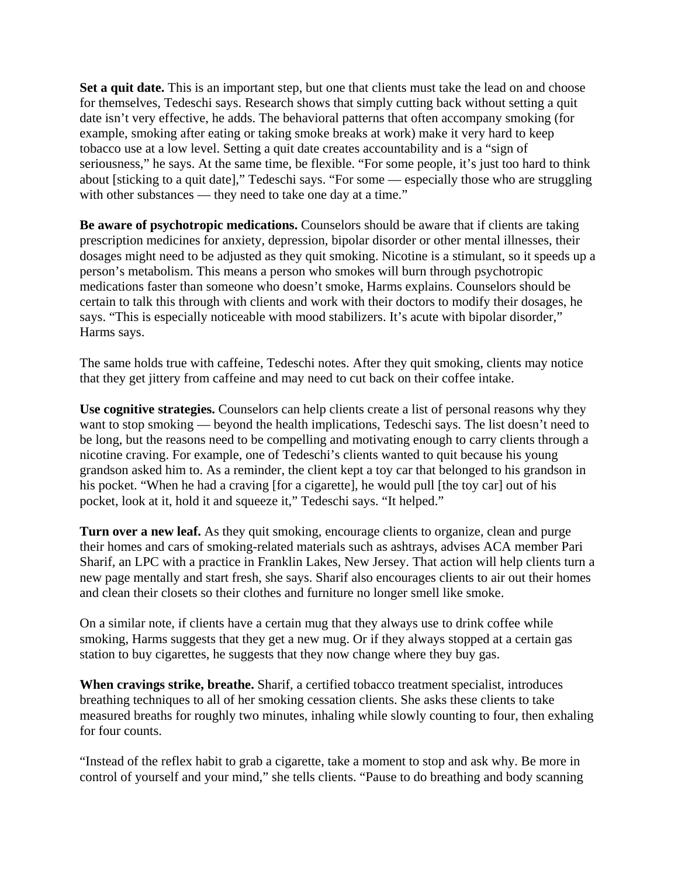**Set a quit date.** This is an important step, but one that clients must take the lead on and choose for themselves, Tedeschi says. Research shows that simply cutting back without setting a quit date isn't very effective, he adds. The behavioral patterns that often accompany smoking (for example, smoking after eating or taking smoke breaks at work) make it very hard to keep tobacco use at a low level. Setting a quit date creates accountability and is a "sign of seriousness," he says. At the same time, be flexible. "For some people, it's just too hard to think about [sticking to a quit date]," Tedeschi says. "For some — especially those who are struggling with other substances — they need to take one day at a time."

**Be aware of psychotropic medications.** Counselors should be aware that if clients are taking prescription medicines for anxiety, depression, bipolar disorder or other mental illnesses, their dosages might need to be adjusted as they quit smoking. Nicotine is a stimulant, so it speeds up a person's metabolism. This means a person who smokes will burn through psychotropic medications faster than someone who doesn't smoke, Harms explains. Counselors should be certain to talk this through with clients and work with their doctors to modify their dosages, he says. "This is especially noticeable with mood stabilizers. It's acute with bipolar disorder," Harms says.

The same holds true with caffeine, Tedeschi notes. After they quit smoking, clients may notice that they get jittery from caffeine and may need to cut back on their coffee intake.

**Use cognitive strategies.** Counselors can help clients create a list of personal reasons why they want to stop smoking — beyond the health implications, Tedeschi says. The list doesn't need to be long, but the reasons need to be compelling and motivating enough to carry clients through a nicotine craving. For example, one of Tedeschi's clients wanted to quit because his young grandson asked him to. As a reminder, the client kept a toy car that belonged to his grandson in his pocket. "When he had a craving [for a cigarette], he would pull [the toy car] out of his pocket, look at it, hold it and squeeze it," Tedeschi says. "It helped."

**Turn over a new leaf.** As they quit smoking, encourage clients to organize, clean and purge their homes and cars of smoking-related materials such as ashtrays, advises ACA member Pari Sharif, an LPC with a practice in Franklin Lakes, New Jersey. That action will help clients turn a new page mentally and start fresh, she says. Sharif also encourages clients to air out their homes and clean their closets so their clothes and furniture no longer smell like smoke.

On a similar note, if clients have a certain mug that they always use to drink coffee while smoking, Harms suggests that they get a new mug. Or if they always stopped at a certain gas station to buy cigarettes, he suggests that they now change where they buy gas.

**When cravings strike, breathe.** Sharif, a certified tobacco treatment specialist, introduces breathing techniques to all of her smoking cessation clients. She asks these clients to take measured breaths for roughly two minutes, inhaling while slowly counting to four, then exhaling for four counts.

"Instead of the reflex habit to grab a cigarette, take a moment to stop and ask why. Be more in control of yourself and your mind," she tells clients. "Pause to do breathing and body scanning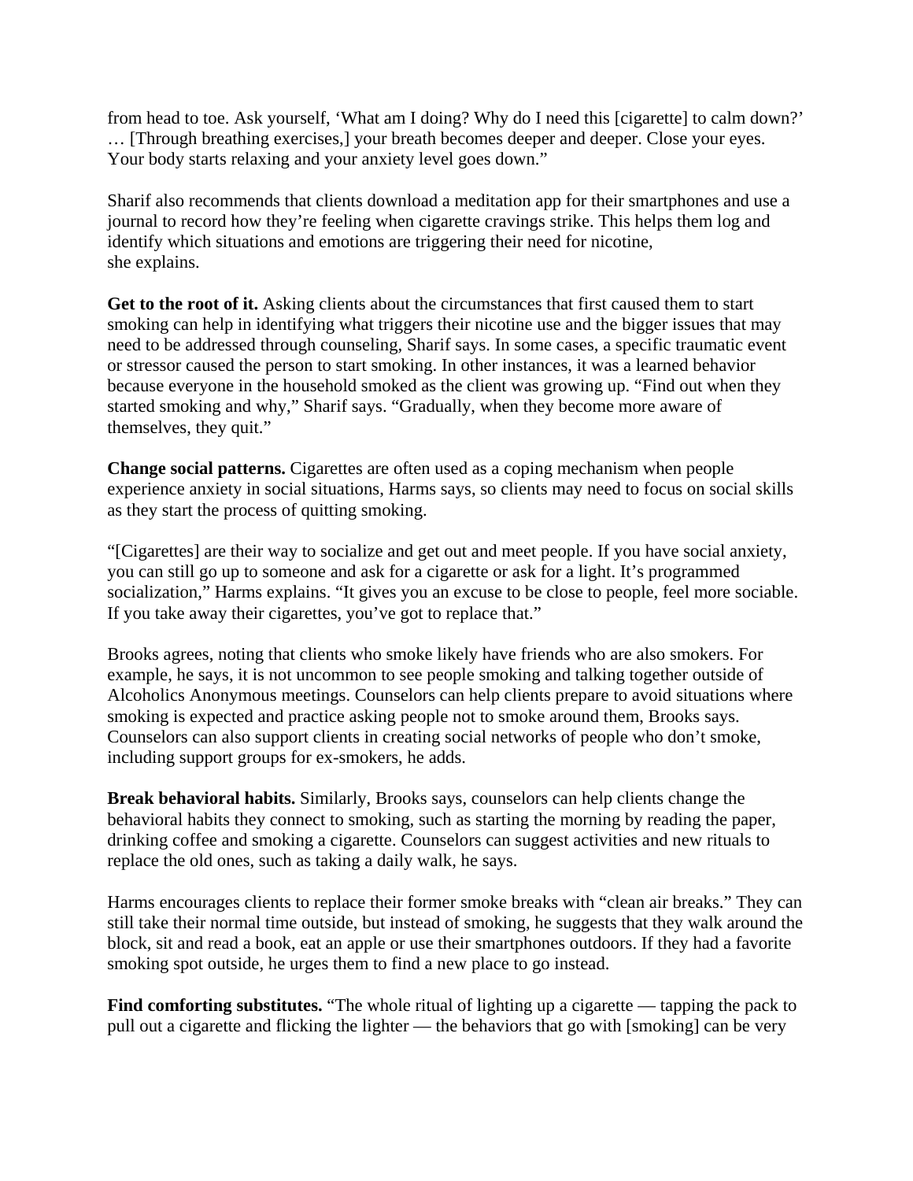from head to toe. Ask yourself, 'What am I doing? Why do I need this [cigarette] to calm down?' … [Through breathing exercises,] your breath becomes deeper and deeper. Close your eyes. Your body starts relaxing and your anxiety level goes down."

Sharif also recommends that clients download a meditation app for their smartphones and use a journal to record how they're feeling when cigarette cravings strike. This helps them log and identify which situations and emotions are triggering their need for nicotine, she explains.

**Get to the root of it.** Asking clients about the circumstances that first caused them to start smoking can help in identifying what triggers their nicotine use and the bigger issues that may need to be addressed through counseling, Sharif says. In some cases, a specific traumatic event or stressor caused the person to start smoking. In other instances, it was a learned behavior because everyone in the household smoked as the client was growing up. "Find out when they started smoking and why," Sharif says. "Gradually, when they become more aware of themselves, they quit."

**Change social patterns.** Cigarettes are often used as a coping mechanism when people experience anxiety in social situations, Harms says, so clients may need to focus on social skills as they start the process of quitting smoking.

"[Cigarettes] are their way to socialize and get out and meet people. If you have social anxiety, you can still go up to someone and ask for a cigarette or ask for a light. It's programmed socialization," Harms explains. "It gives you an excuse to be close to people, feel more sociable. If you take away their cigarettes, you've got to replace that."

Brooks agrees, noting that clients who smoke likely have friends who are also smokers. For example, he says, it is not uncommon to see people smoking and talking together outside of Alcoholics Anonymous meetings. Counselors can help clients prepare to avoid situations where smoking is expected and practice asking people not to smoke around them, Brooks says. Counselors can also support clients in creating social networks of people who don't smoke, including support groups for ex-smokers, he adds.

**Break behavioral habits.** Similarly, Brooks says, counselors can help clients change the behavioral habits they connect to smoking, such as starting the morning by reading the paper, drinking coffee and smoking a cigarette. Counselors can suggest activities and new rituals to replace the old ones, such as taking a daily walk, he says.

Harms encourages clients to replace their former smoke breaks with "clean air breaks." They can still take their normal time outside, but instead of smoking, he suggests that they walk around the block, sit and read a book, eat an apple or use their smartphones outdoors. If they had a favorite smoking spot outside, he urges them to find a new place to go instead.

**Find comforting substitutes.** "The whole ritual of lighting up a cigarette — tapping the pack to pull out a cigarette and flicking the lighter — the behaviors that go with [smoking] can be very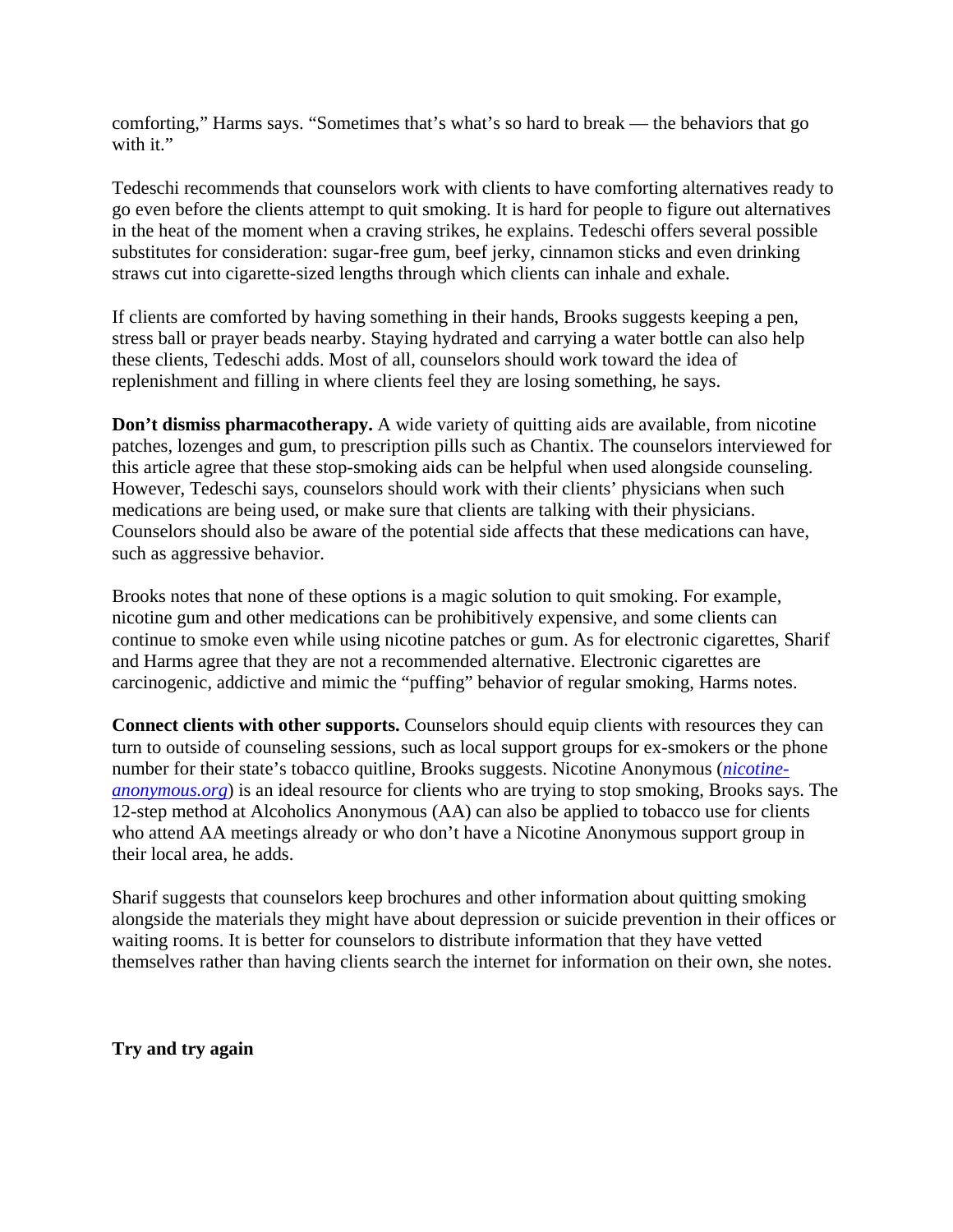comforting," Harms says. "Sometimes that's what's so hard to break — the behaviors that go with it."

Tedeschi recommends that counselors work with clients to have comforting alternatives ready to go even before the clients attempt to quit smoking. It is hard for people to figure out alternatives in the heat of the moment when a craving strikes, he explains. Tedeschi offers several possible substitutes for consideration: sugar-free gum, beef jerky, cinnamon sticks and even drinking straws cut into cigarette-sized lengths through which clients can inhale and exhale.

If clients are comforted by having something in their hands, Brooks suggests keeping a pen, stress ball or prayer beads nearby. Staying hydrated and carrying a water bottle can also help these clients, Tedeschi adds. Most of all, counselors should work toward the idea of replenishment and filling in where clients feel they are losing something, he says.

**Don't dismiss pharmacotherapy.** A wide variety of quitting aids are available, from nicotine patches, lozenges and gum, to prescription pills such as Chantix. The counselors interviewed for this article agree that these stop-smoking aids can be helpful when used alongside counseling. However, Tedeschi says, counselors should work with their clients' physicians when such medications are being used, or make sure that clients are talking with their physicians. Counselors should also be aware of the potential side affects that these medications can have, such as aggressive behavior.

Brooks notes that none of these options is a magic solution to quit smoking. For example, nicotine gum and other medications can be prohibitively expensive, and some clients can continue to smoke even while using nicotine patches or gum. As for electronic cigarettes, Sharif and Harms agree that they are not a recommended alternative. Electronic cigarettes are carcinogenic, addictive and mimic the "puffing" behavior of regular smoking, Harms notes.

**Connect clients with other supports.** Counselors should equip clients with resources they can turn to outside of counseling sessions, such as local support groups for ex-smokers or the phone number for their state's tobacco quitline, Brooks suggests. Nicotine Anonymous (*nicotine-anonymous.org*) is an ideal resource for clients who are trying to stop smoking, Brooks says. The 12-step method at Alcoholics Anonymous (AA) can also be applied to tobacco use for clients who attend AA meetings already or who don't have a Nicotine Anonymous support group in their local area, he adds.

Sharif suggests that counselors keep brochures and other information about quitting smoking alongside the materials they might have about depression or suicide prevention in their offices or waiting rooms. It is better for counselors to distribute information that they have vetted themselves rather than having clients search the internet for information on their own, she notes.

**Try and try again**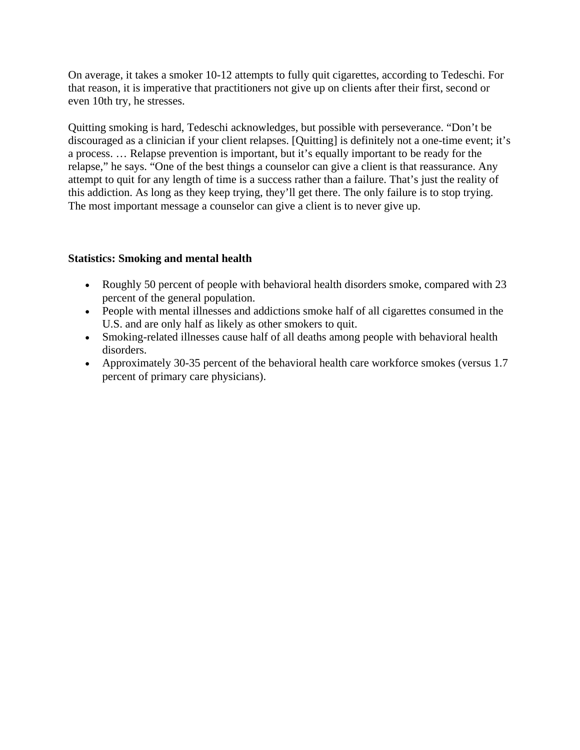On average, it takes a smoker 10-12 attempts to fully quit cigarettes, according to Tedeschi. For that reason, it is imperative that practitioners not give up on clients after their first, second or even 10th try, he stresses.

Quitting smoking is hard, Tedeschi acknowledges, but possible with perseverance. “Don’t be discouraged as a clinician if your client relapses. [Quitting] is definitely not a one-time event; it’s a process. … Relapse prevention is important, but it’s equally important to be ready for the relapse,” he says. “One of the best things a counselor can give a client is that reassurance. Any attempt to quit for any length of time is a success rather than a failure. That’s just the reality of this addiction. As long as they keep trying, they’ll get there. The only failure is to stop trying. The most important message a counselor can give a client is to never give up.

**Statistics: Smoking and mental health**

- Roughly 50 percent of people with behavioral health disorders smoke, compared with 23 percent of the general population.
- People with mental illnesses and addictions smoke half of all cigarettes consumed in the U.S. and are only half as likely as other smokers to quit.
- Smoking-related illnesses cause half of all deaths among people with behavioral health disorders.
- Approximately 30-35 percent of the behavioral health care workforce smokes (versus 1.7 percent of primary care physicians).